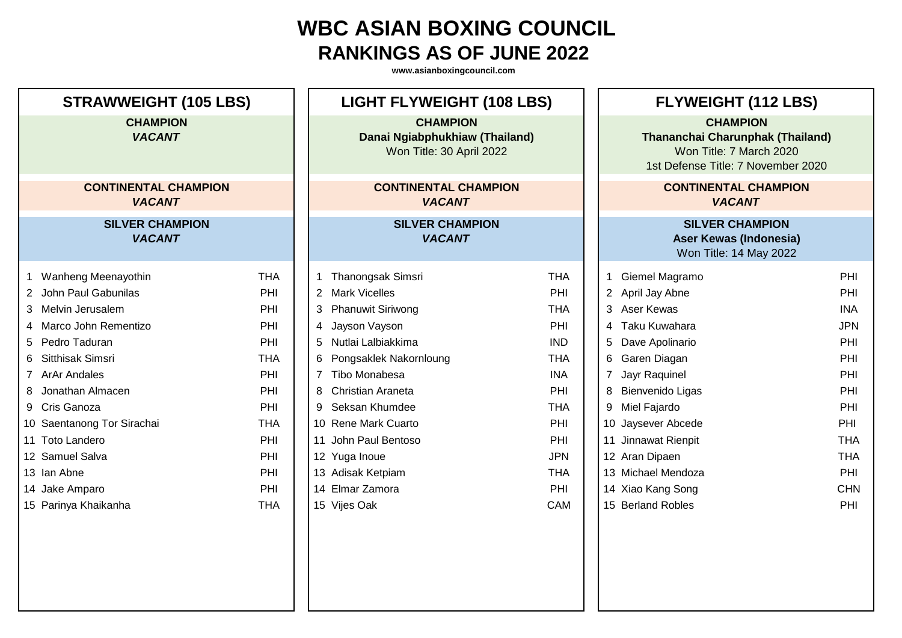# WBC ASIAN BOXING COUNCIL
## RANKINGS AS OF JUNE 2022

www.asianboxingcouncil.com

## STRAWWEIGHT (105 LBS)

**CHAMPION**
***VACANT***

**CONTINENTAL CHAMPION**
***VACANT***

**SILVER CHAMPION**
***VACANT***

| # | Name | Country |
|---|---|---|
| 1 | Wanheng Meenayothin | THA |
| 2 | John Paul Gabunilas | PHI |
| 3 | Melvin Jerusalem | PHI |
| 4 | Marco John Rementizo | PHI |
| 5 | Pedro Taduran | PHI |
| 6 | Sitthisak Simsri | THA |
| 7 | ArAr Andales | PHI |
| 8 | Jonathan Almacen | PHI |
| 9 | Cris Ganoza | PHI |
| 10 | Saentanong Tor Sirachai | THA |
| 11 | Toto Landero | PHI |
| 12 | Samuel Salva | PHI |
| 13 | Ian Abne | PHI |
| 14 | Jake Amparo | PHI |
| 15 | Parinya Khaikanha | THA |

## LIGHT FLYWEIGHT (108 LBS)

**CHAMPION**
**Danai Ngiabphukhiaw (Thailand)**
Won Title: 30 April 2022

**CONTINENTAL CHAMPION**
***VACANT***

**SILVER CHAMPION**
***VACANT***

| # | Name | Country |
|---|---|---|
| 1 | Thanongsak Simsri | THA |
| 2 | Mark Vicelles | PHI |
| 3 | Phanuwit Siriwong | THA |
| 4 | Jayson Vayson | PHI |
| 5 | Nutlai Lalbiakkima | IND |
| 6 | Pongsaklek Nakornloung | THA |
| 7 | Tibo Monabesa | INA |
| 8 | Christian Araneta | PHI |
| 9 | Seksan Khumdee | THA |
| 10 | Rene Mark Cuarto | PHI |
| 11 | John Paul Bentoso | PHI |
| 12 | Yuga Inoue | JPN |
| 13 | Adisak Ketpiam | THA |
| 14 | Elmar Zamora | PHI |
| 15 | Vijes Oak | CAM |

## FLYWEIGHT (112 LBS)

**CHAMPION**
**Thananchai Charunphak (Thailand)**
Won Title: 7 March 2020
1st Defense Title: 7 November 2020

**CONTINENTAL CHAMPION**
***VACANT***

**SILVER CHAMPION**
**Aser Kewas (Indonesia)**
Won Title: 14 May 2022

| # | Name | Country |
|---|---|---|
| 1 | Giemel Magramo | PHI |
| 2 | April Jay Abne | PHI |
| 3 | Aser Kewas | INA |
| 4 | Taku Kuwahara | JPN |
| 5 | Dave Apolinario | PHI |
| 6 | Garen Diagan | PHI |
| 7 | Jayr Raquinel | PHI |
| 8 | Bienvenido Ligas | PHI |
| 9 | Miel Fajardo | PHI |
| 10 | Jaysever Abcede | PHI |
| 11 | Jinnawat Rienpit | THA |
| 12 | Aran Dipaen | THA |
| 13 | Michael Mendoza | PHI |
| 14 | Xiao Kang Song | CHN |
| 15 | Berland Robles | PHI |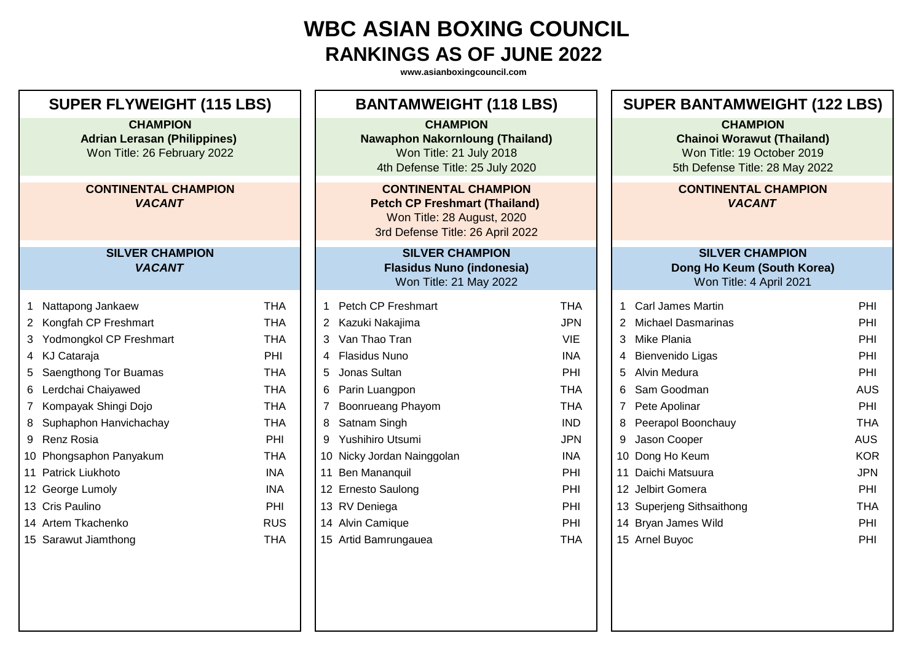# WBC ASIAN BOXING COUNCIL
## RANKINGS AS OF JUNE 2022

www.asianboxingcouncil.com

### SUPER FLYWEIGHT (115 LBS)

**CHAMPION**
**Adrian Lerasan (Philippines)**
Won Title: 26 February 2022

**CONTINENTAL CHAMPION**
***VACANT***

**SILVER CHAMPION**
***VACANT***

| # | Name | Country |
|---|---|---|
| 1 | Nattapong Jankaew | THA |
| 2 | Kongfah CP Freshmart | THA |
| 3 | Yodmongkol CP Freshmart | THA |
| 4 | KJ Cataraja | PHI |
| 5 | Saengthong Tor Buamas | THA |
| 6 | Lerdchai Chaiyawed | THA |
| 7 | Kompayak Shingi Dojo | THA |
| 8 | Suphaphon Hanvichachay | THA |
| 9 | Renz Rosia | PHI |
| 10 | Phongsaphon Panyakum | THA |
| 11 | Patrick Liukhoto | INA |
| 12 | George Lumoly | INA |
| 13 | Cris Paulino | PHI |
| 14 | Artem Tkachenko | RUS |
| 15 | Sarawut Jiamthong | THA |

### BANTAMWEIGHT (118 LBS)

**CHAMPION**
**Nawaphon Nakornloung (Thailand)**
Won Title: 21 July 2018
4th Defense Title: 25 July 2020

**CONTINENTAL CHAMPION**
**Petch CP Freshmart (Thailand)**
Won Title: 28 August, 2020
3rd Defense Title: 26 April 2022

**SILVER CHAMPION**
**Flasidus Nuno (indonesia)**
Won Title: 21 May 2022

| # | Name | Country |
|---|---|---|
| 1 | Petch CP Freshmart | THA |
| 2 | Kazuki Nakajima | JPN |
| 3 | Van Thao Tran | VIE |
| 4 | Flasidus Nuno | INA |
| 5 | Jonas Sultan | PHI |
| 6 | Parin Luangpon | THA |
| 7 | Boonrueang Phayom | THA |
| 8 | Satnam Singh | IND |
| 9 | Yushihiro Utsumi | JPN |
| 10 | Nicky Jordan Nainggolan | INA |
| 11 | Ben Mananquil | PHI |
| 12 | Ernesto Saulong | PHI |
| 13 | RV Deniega | PHI |
| 14 | Alvin Camique | PHI |
| 15 | Artid Bamrungauea | THA |

### SUPER BANTAMWEIGHT (122 LBS)

**CHAMPION**
**Chainoi Worawut (Thailand)**
Won Title: 19 October 2019
5th Defense Title: 28 May 2022

**CONTINENTAL CHAMPION**
***VACANT***

**SILVER CHAMPION**
**Dong Ho Keum (South Korea)**
Won Title: 4 April 2021

| # | Name | Country |
|---|---|---|
| 1 | Carl James Martin | PHI |
| 2 | Michael Dasmarinas | PHI |
| 3 | Mike Plania | PHI |
| 4 | Bienvenido Ligas | PHI |
| 5 | Alvin Medura | PHI |
| 6 | Sam Goodman | AUS |
| 7 | Pete Apolinar | PHI |
| 8 | Peerapol Boonchauy | THA |
| 9 | Jason Cooper | AUS |
| 10 | Dong Ho Keum | KOR |
| 11 | Daichi Matsuura | JPN |
| 12 | Jelbirt Gomera | PHI |
| 13 | Superjeng Sithsaithong | THA |
| 14 | Bryan James Wild | PHI |
| 15 | Arnel Buyoc | PHI |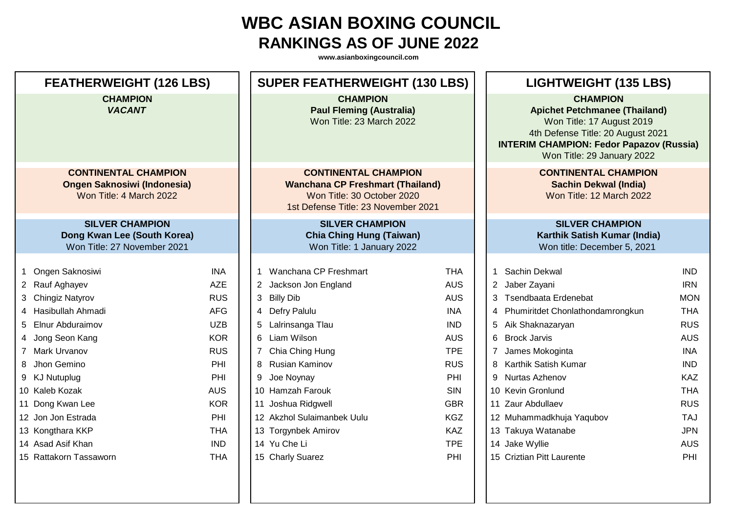# WBC ASIAN BOXING COUNCIL
## RANKINGS AS OF JUNE 2022

www.asianboxingcouncil.com

### FEATHERWEIGHT (126 LBS)

**CHAMPION**
***VACANT***

**CONTINENTAL CHAMPION**
**Ongen Saknosiwi (Indonesia)**
Won Title: 4 March 2022

**SILVER CHAMPION**
**Dong Kwan Lee (South Korea)**
Won Title: 27 November 2021

| # | Name | Country |
|---|---|---|
| 1 | Ongen Saknosiwi | INA |
| 2 | Rauf Aghayev | AZE |
| 3 | Chingiz Natyrov | RUS |
| 4 | Hasibullah Ahmadi | AFG |
| 5 | Elnur Abduraimov | UZB |
| 4 | Jong Seon Kang | KOR |
| 7 | Mark Urvanov | RUS |
| 8 | Jhon Gemino | PHI |
| 9 | KJ Nutuplug | PHI |
| 10 | Kaleb Kozak | AUS |
| 11 | Dong Kwan Lee | KOR |
| 12 | Jon Jon Estrada | PHI |
| 13 | Kongthara KKP | THA |
| 14 | Asad Asif Khan | IND |
| 15 | Rattakorn Tassaworn | THA |

### SUPER FEATHERWEIGHT (130 LBS)

**CHAMPION**
**Paul Fleming (Australia)**
Won Title: 23 March 2022

**CONTINENTAL CHAMPION**
**Wanchana CP Freshmart (Thailand)**
Won Title: 30 October 2020
1st Defense Title: 23 November 2021

**SILVER CHAMPION**
**Chia Ching Hung (Taiwan)**
Won Title: 1 January 2022

| # | Name | Country |
|---|---|---|
| 1 | Wanchana CP Freshmart | THA |
| 2 | Jackson Jon England | AUS |
| 3 | Billy Dib | AUS |
| 4 | Defry Palulu | INA |
| 5 | Lalrinsanga Tlau | IND |
| 6 | Liam Wilson | AUS |
| 7 | Chia Ching Hung | TPE |
| 8 | Rusian Kaminov | RUS |
| 9 | Joe Noynay | PHI |
| 10 | Hamzah Farouk | SIN |
| 11 | Joshua Ridgwell | GBR |
| 12 | Akzhol Sulaimanbek Uulu | KGZ |
| 13 | Torgynbek Amirov | KAZ |
| 14 | Yu Che Li | TPE |
| 15 | Charly Suarez | PHI |

### LIGHTWEIGHT (135 LBS)

**CHAMPION**
**Apichet Petchmanee (Thailand)**
Won Title: 17 August 2019
4th Defense Title: 20 August 2021
**INTERIM CHAMPION: Fedor Papazov (Russia)**
Won Title: 29 January 2022

**CONTINENTAL CHAMPION**
**Sachin Dekwal (India)**
Won Title: 12 March 2022

**SILVER CHAMPION**
**Karthik Satish Kumar (India)**
Won title: December 5, 2021

| # | Name | Country |
|---|---|---|
| 1 | Sachin Dekwal | IND |
| 2 | Jaber Zayani | IRN |
| 3 | Tsendbaata Erdenebat | MON |
| 4 | Phumiritdet Chonlathondamrongkun | THA |
| 5 | Aik Shaknazaryan | RUS |
| 6 | Brock Jarvis | AUS |
| 7 | James Mokoginta | INA |
| 8 | Karthik Satish Kumar | IND |
| 9 | Nurtas Azhenov | KAZ |
| 10 | Kevin Gronlund | THA |
| 11 | Zaur Abdullaev | RUS |
| 12 | Muhammadkhuja Yaqubov | TAJ |
| 13 | Takuya Watanabe | JPN |
| 14 | Jake Wyllie | AUS |
| 15 | Criztian Pitt Laurente | PHI |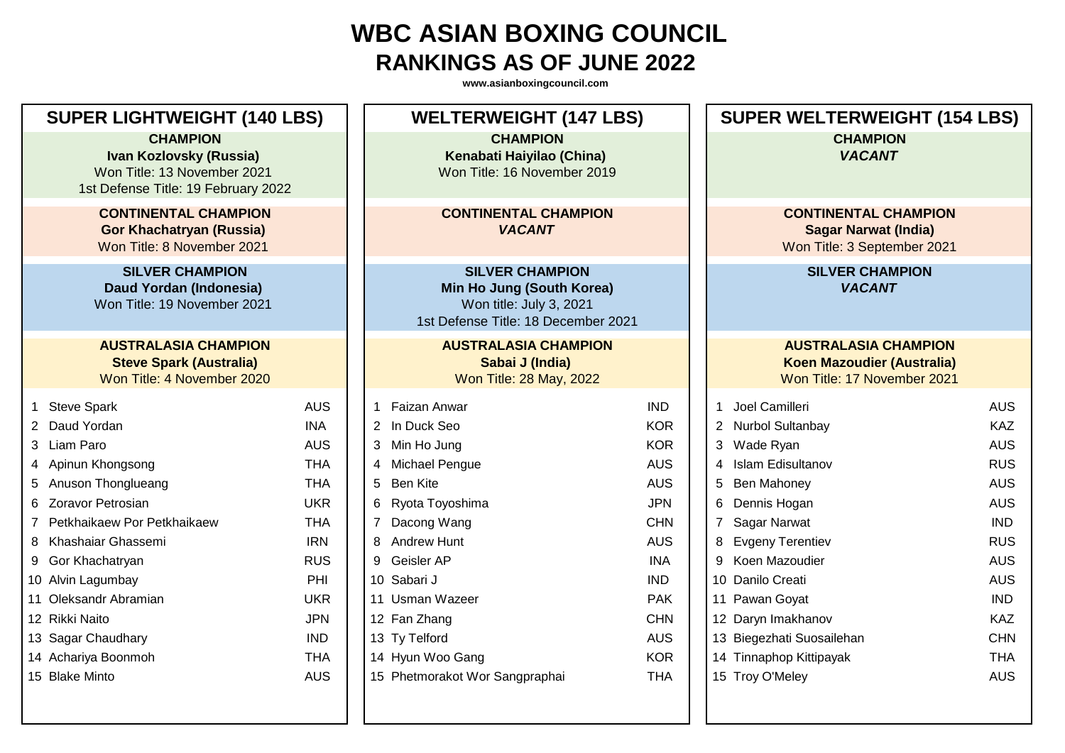# WBC ASIAN BOXING COUNCIL

## RANKINGS AS OF JUNE 2022

www.asianboxingcouncil.com

## SUPER LIGHTWEIGHT (140 LBS)

**CHAMPION**
**Ivan Kozlovsky (Russia)**
Won Title: 13 November 2021
1st Defense Title: 19 February 2022

**CONTINENTAL CHAMPION**
**Gor Khachatryan (Russia)**
Won Title: 8 November 2021

**SILVER CHAMPION**
**Daud Yordan (Indonesia)**
Won Title: 19 November 2021

**AUSTRALASIA CHAMPION**
**Steve Spark (Australia)**
Won Title: 4 November 2020

| Rank | Name | Country |
|---|---|---|
| 1 | Steve Spark | AUS |
| 2 | Daud Yordan | INA |
| 3 | Liam Paro | AUS |
| 4 | Apinun Khongsong | THA |
| 5 | Anuson Thonglueang | THA |
| 6 | Zoravor Petrosian | UKR |
| 7 | Petkhaikaew Por Petkhaikaew | THA |
| 8 | Khashaiar Ghassemi | IRN |
| 9 | Gor Khachatryan | RUS |
| 10 | Alvin Lagumbay | PHI |
| 11 | Oleksandr Abramian | UKR |
| 12 | Rikki Naito | JPN |
| 13 | Sagar Chaudhary | IND |
| 14 | Achariya Boonmoh | THA |
| 15 | Blake Minto | AUS |

## WELTERWEIGHT (147 LBS)

**CHAMPION**
**Kenabati Haiyilao (China)**
Won Title: 16 November 2019

**CONTINENTAL CHAMPION**
***VACANT***

**SILVER CHAMPION**
**Min Ho Jung (South Korea)**
Won title: July 3, 2021
1st Defense Title: 18 December 2021

**AUSTRALASIA CHAMPION**
**Sabai J (India)**
Won Title: 28 May, 2022

| Rank | Name | Country |
|---|---|---|
| 1 | Faizan Anwar | IND |
| 2 | In Duck Seo | KOR |
| 3 | Min Ho Jung | KOR |
| 4 | Michael Pengue | AUS |
| 5 | Ben Kite | AUS |
| 6 | Ryota Toyoshima | JPN |
| 7 | Dacong Wang | CHN |
| 8 | Andrew Hunt | AUS |
| 9 | Geisler AP | INA |
| 10 | Sabari J | IND |
| 11 | Usman Wazeer | PAK |
| 12 | Fan Zhang | CHN |
| 13 | Ty Telford | AUS |
| 14 | Hyun Woo Gang | KOR |
| 15 | Phetmorakot Wor Sangpraphai | THA |

## SUPER WELTERWEIGHT (154 LBS)

**CHAMPION**
***VACANT***

**CONTINENTAL CHAMPION**
**Sagar Narwat (India)**
Won Title: 3 September 2021

**SILVER CHAMPION**
***VACANT***

**AUSTRALASIA CHAMPION**
**Koen Mazoudier (Australia)**
Won Title: 17 November 2021

| Rank | Name | Country |
|---|---|---|
| 1 | Joel Camilleri | AUS |
| 2 | Nurbol Sultanbay | KAZ |
| 3 | Wade Ryan | AUS |
| 4 | Islam Edisultanov | RUS |
| 5 | Ben Mahoney | AUS |
| 6 | Dennis Hogan | AUS |
| 7 | Sagar Narwat | IND |
| 8 | Evgeny Terentiev | RUS |
| 9 | Koen Mazoudier | AUS |
| 10 | Danilo Creati | AUS |
| 11 | Pawan Goyat | IND |
| 12 | Daryn Imakhanov | KAZ |
| 13 | Biegezhati Suosailehan | CHN |
| 14 | Tinnaphop Kittipayak | THA |
| 15 | Troy O'Meley | AUS |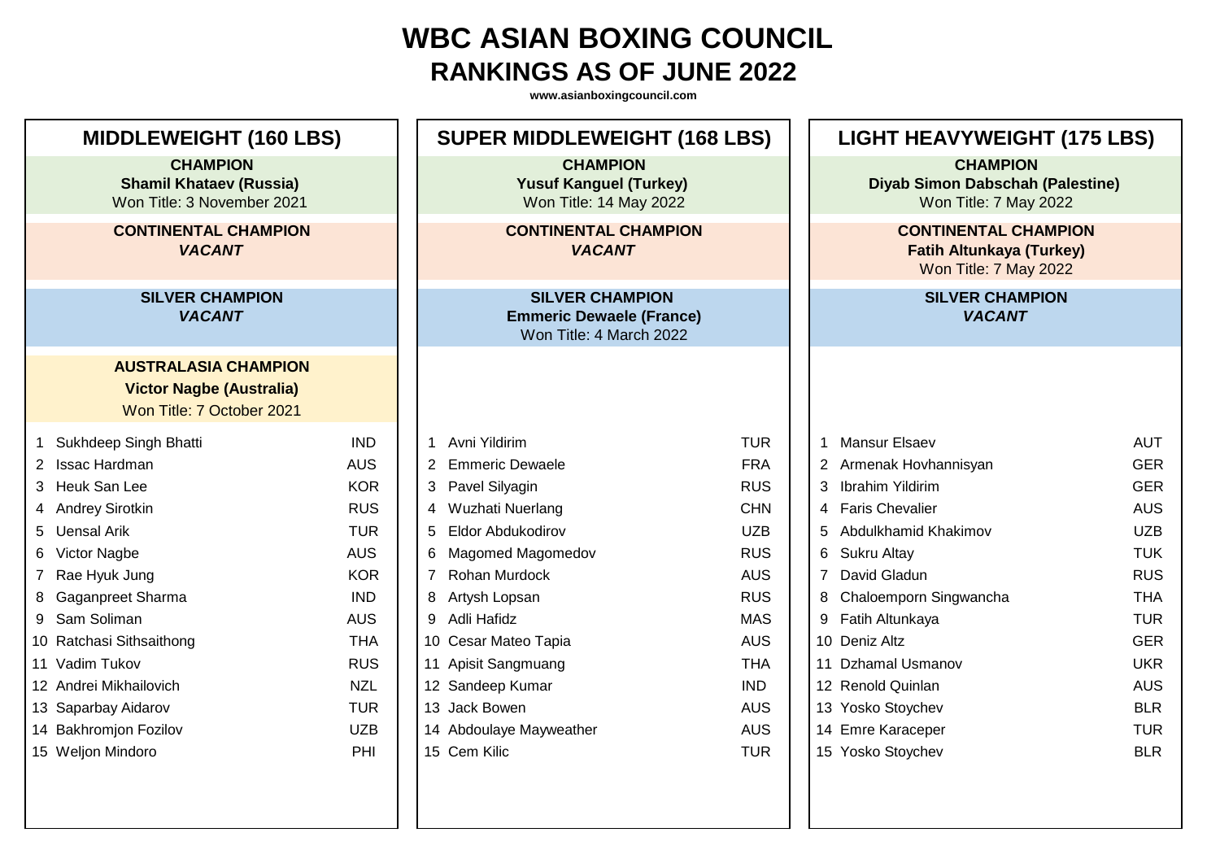# WBC ASIAN BOXING COUNCIL
## RANKINGS AS OF JUNE 2022

www.asianboxingcouncil.com

### MIDDLEWEIGHT (160 LBS)

**CHAMPION**
**Shamil Khataev (Russia)**
Won Title: 3 November 2021

**CONTINENTAL CHAMPION**
***VACANT***

**SILVER CHAMPION**
***VACANT***

**AUSTRALASIA CHAMPION**
**Victor Nagbe (Australia)**
Won Title: 7 October 2021

| # | Name | Country |
|---|---|---|
| 1 | Sukhdeep Singh Bhatti | IND |
| 2 | Issac Hardman | AUS |
| 3 | Heuk San Lee | KOR |
| 4 | Andrey Sirotkin | RUS |
| 5 | Uensal Arik | TUR |
| 6 | Victor Nagbe | AUS |
| 7 | Rae Hyuk Jung | KOR |
| 8 | Gaganpreet Sharma | IND |
| 9 | Sam Soliman | AUS |
| 10 | Ratchasi Sithsaithong | THA |
| 11 | Vadim Tukov | RUS |
| 12 | Andrei Mikhailovich | NZL |
| 13 | Saparbay Aidarov | TUR |
| 14 | Bakhromjon Fozilov | UZB |
| 15 | Weljon Mindoro | PHI |

### SUPER MIDDLEWEIGHT (168 LBS)

**CHAMPION**
**Yusuf Kanguel (Turkey)**
Won Title: 14 May 2022

**CONTINENTAL CHAMPION**
***VACANT***

**SILVER CHAMPION**
**Emmeric Dewaele (France)**
Won Title: 4 March 2022

| # | Name | Country |
|---|---|---|
| 1 | Avni Yildirim | TUR |
| 2 | Emmeric Dewaele | FRA |
| 3 | Pavel Silyagin | RUS |
| 4 | Wuzhati Nuerlang | CHN |
| 5 | Eldor Abdukodirov | UZB |
| 6 | Magomed Magomedov | RUS |
| 7 | Rohan Murdock | AUS |
| 8 | Artysh Lopsan | RUS |
| 9 | Adli Hafidz | MAS |
| 10 | Cesar Mateo Tapia | AUS |
| 11 | Apisit Sangmuang | THA |
| 12 | Sandeep Kumar | IND |
| 13 | Jack Bowen | AUS |
| 14 | Abdoulaye Mayweather | AUS |
| 15 | Cem Kilic | TUR |

### LIGHT HEAVYWEIGHT (175 LBS)

**CHAMPION**
**Diyab Simon Dabschah (Palestine)**
Won Title: 7 May 2022

**CONTINENTAL CHAMPION**
**Fatih Altunkaya (Turkey)**
Won Title: 7 May 2022

**SILVER CHAMPION**
***VACANT***

| # | Name | Country |
|---|---|---|
| 1 | Mansur Elsaev | AUT |
| 2 | Armenak Hovhannisyan | GER |
| 3 | Ibrahim Yildirim | GER |
| 4 | Faris Chevalier | AUS |
| 5 | Abdulkhamid Khakimov | UZB |
| 6 | Sukru Altay | TUK |
| 7 | David Gladun | RUS |
| 8 | Chaloemporn Singwancha | THA |
| 9 | Fatih Altunkaya | TUR |
| 10 | Deniz Altz | GER |
| 11 | Dzhamal Usmanov | UKR |
| 12 | Renold Quinlan | AUS |
| 13 | Yosko Stoychev | BLR |
| 14 | Emre Karaceper | TUR |
| 15 | Yosko Stoychev | BLR |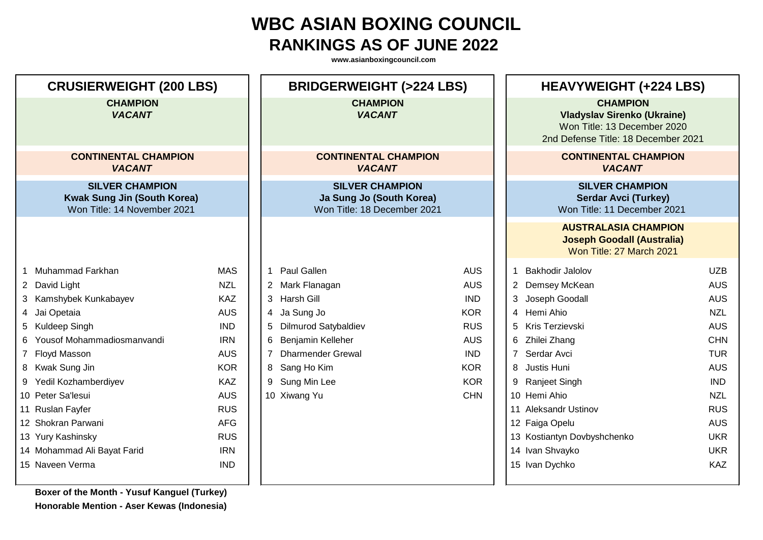# WBC ASIAN BOXING COUNCIL

## RANKINGS AS OF JUNE 2022

www.asianboxingcouncil.com

### CRUSIERWEIGHT (200 LBS)

**CHAMPION**
***VACANT***

**CONTINENTAL CHAMPION**
***VACANT***

**SILVER CHAMPION**
**Kwak Sung Jin (South Korea)**
Won Title: 14 November 2021

| | | |
|---|---|---|
| 1 | Muhammad Farkhan | MAS |
| 2 | David Light | NZL |
| 3 | Kamshybek Kunkabayev | KAZ |
| 4 | Jai Opetaia | AUS |
| 5 | Kuldeep Singh | IND |
| 6 | Yousof Mohammadiosmanvandi | IRN |
| 7 | Floyd Masson | AUS |
| 8 | Kwak Sung Jin | KOR |
| 9 | Yedil Kozhamberdiyev | KAZ |
| 10 | Peter Sa'lesui | AUS |
| 11 | Ruslan Fayfer | RUS |
| 12 | Shokran Parwani | AFG |
| 13 | Yury Kashinsky | RUS |
| 14 | Mohammad Ali Bayat Farid | IRN |
| 15 | Naveen Verma | IND |

### BRIDGERWEIGHT (>224 LBS)

**CHAMPION**
***VACANT***

**CONTINENTAL CHAMPION**
***VACANT***

**SILVER CHAMPION**
**Ja Sung Jo (South Korea)**
Won Title: 18 December 2021

| | | |
|---|---|---|
| 1 | Paul Gallen | AUS |
| 2 | Mark Flanagan | AUS |
| 3 | Harsh Gill | IND |
| 4 | Ja Sung Jo | KOR |
| 5 | Dilmurod Satybaldiev | RUS |
| 6 | Benjamin Kelleher | AUS |
| 7 | Dharmender Grewal | IND |
| 8 | Sang Ho Kim | KOR |
| 9 | Sung Min Lee | KOR |
| 10 | Xiwang Yu | CHN |

### HEAVYWEIGHT (+224 LBS)

**CHAMPION**
**Vladyslav Sirenko (Ukraine)**
Won Title: 13 December 2020
2nd Defense Title: 18 December 2021

**CONTINENTAL CHAMPION**
***VACANT***

**SILVER CHAMPION**
**Serdar Avci (Turkey)**
Won Title: 11 December 2021

**AUSTRALASIA CHAMPION**
**Joseph Goodall (Australia)**
Won Title: 27 March 2021

| | | |
|---|---|---|
| 1 | Bakhodir Jalolov | UZB |
| 2 | Demsey McKean | AUS |
| 3 | Joseph Goodall | AUS |
| 4 | Hemi Ahio | NZL |
| 5 | Kris Terzievski | AUS |
| 6 | Zhilei Zhang | CHN |
| 7 | Serdar Avci | TUR |
| 8 | Justis Huni | AUS |
| 9 | Ranjeet Singh | IND |
| 10 | Hemi Ahio | NZL |
| 11 | Aleksandr Ustinov | RUS |
| 12 | Faiga Opelu | AUS |
| 13 | Kostiantyn Dovbyshchenko | UKR |
| 14 | Ivan Shvayko | UKR |
| 15 | Ivan Dychko | KAZ |

**Boxer of the Month - Yusuf Kanguel (Turkey)**

**Honorable Mention - Aser Kewas (Indonesia)**